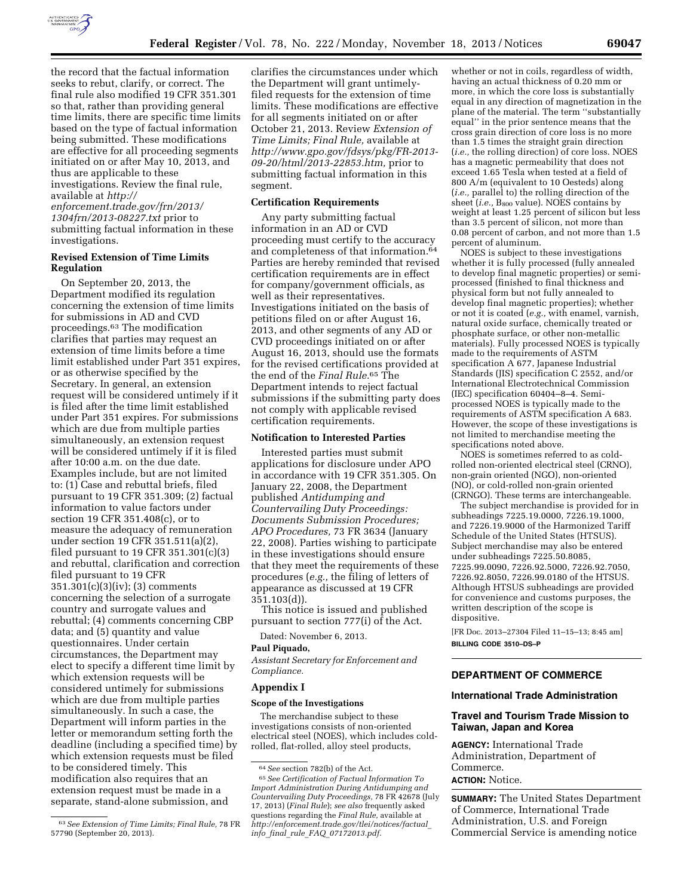the record that the factual information seeks to rebut, clarify, or correct. The final rule also modified 19 CFR 351.301 so that, rather than providing general time limits, there are specific time limits based on the type of factual information being submitted. These modifications are effective for all proceeding segments initiated on or after May 10, 2013, and thus are applicable to these investigations. Review the final rule, available at *http://enforcement.trade.gov/frn/2013/1304frn/2013-08227.txt* prior to submitting factual information in these investigations.

### Revised Extension of Time Limits Regulation

On September 20, 2013, the Department modified its regulation concerning the extension of time limits for submissions in AD and CVD proceedings.[63] The modification clarifies that parties may request an extension of time limits before a time limit established under Part 351 expires, or as otherwise specified by the Secretary. In general, an extension request will be considered untimely if it is filed after the time limit established under Part 351 expires. For submissions which are due from multiple parties simultaneously, an extension request will be considered untimely if it is filed after 10:00 a.m. on the due date. Examples include, but are not limited to: (1) Case and rebuttal briefs, filed pursuant to 19 CFR 351.309; (2) factual information to value factors under section 19 CFR 351.408(c), or to measure the adequacy of remuneration under section 19 CFR 351.511(a)(2), filed pursuant to 19 CFR 351.301(c)(3) and rebuttal, clarification and correction filed pursuant to 19 CFR 351.301(c)(3)(iv); (3) comments concerning the selection of a surrogate country and surrogate values and rebuttal; (4) comments concerning CBP data; and (5) quantity and value questionnaires. Under certain circumstances, the Department may elect to specify a different time limit by which extension requests will be considered untimely for submissions which are due from multiple parties simultaneously. In such a case, the Department will inform parties in the letter or memorandum setting forth the deadline (including a specified time) by which extension requests must be filed to be considered timely. This modification also requires that an extension request must be made in a separate, stand-alone submission, and clarifies the circumstances under which the Department will grant untimely-filed requests for the extension of time limits. These modifications are effective for all segments initiated on or after October 21, 2013. Review *Extension of Time Limits; Final Rule,* available at *http://www.gpo.gov/fdsys/pkg/FR-2013-09-20/html/2013-22853.htm,* prior to submitting factual information in this segment.

### Certification Requirements

Any party submitting factual information in an AD or CVD proceeding must certify to the accuracy and completeness of that information.[64] Parties are hereby reminded that revised certification requirements are in effect for company/government officials, as well as their representatives. Investigations initiated on the basis of petitions filed on or after August 16, 2013, and other segments of any AD or CVD proceedings initiated on or after August 16, 2013, should use the formats for the revised certifications provided at the end of the *Final Rule.*[65] The Department intends to reject factual submissions if the submitting party does not comply with applicable revised certification requirements.

### Notification to Interested Parties

Interested parties must submit applications for disclosure under APO in accordance with 19 CFR 351.305. On January 22, 2008, the Department published *Antidumping and Countervailing Duty Proceedings: Documents Submission Procedures; APO Procedures,* 73 FR 3634 (January 22, 2008). Parties wishing to participate in these investigations should ensure that they meet the requirements of these procedures (*e.g.,* the filing of letters of appearance as discussed at 19 CFR 351.103(d)).

This notice is issued and published pursuant to section 777(i) of the Act.

Dated: November 6, 2013.

**Paul Piquado,**

*Assistant Secretary for Enforcement and Compliance.*

### Appendix I

#### Scope of the Investigations

The merchandise subject to these investigations consists of non-oriented electrical steel (NOES), which includes cold-rolled, flat-rolled, alloy steel products, whether or not in coils, regardless of width, having an actual thickness of 0.20 mm or more, in which the core loss is substantially equal in any direction of magnetization in the plane of the material. The term ''substantially equal'' in the prior sentence means that the cross grain direction of core loss is no more than 1.5 times the straight grain direction (*i.e.,* the rolling direction) of core loss. NOES has a magnetic permeability that does not exceed 1.65 Tesla when tested at a field of 800 A/m (equivalent to 10 Oesteds) along (*i.e.,* parallel to) the rolling direction of the sheet (*i.e.,* $B_{800}$ value). NOES contains by weight at least 1.25 percent of silicon but less than 3.5 percent of silicon, not more than 0.08 percent of carbon, and not more than 1.5 percent of aluminum.

NOES is subject to these investigations whether it is fully processed (fully annealed to develop final magnetic properties) or semi-processed (finished to final thickness and physical form but not fully annealed to develop final magnetic properties); whether or not it is coated (*e.g.,* with enamel, varnish, natural oxide surface, chemically treated or phosphate surface, or other non-metallic materials). Fully processed NOES is typically made to the requirements of ASTM specification A 677, Japanese Industrial Standards (JIS) specification C 2552, and/or International Electrotechnical Commission (IEC) specification 60404–8–4. Semi-processed NOES is typically made to the requirements of ASTM specification A 683. However, the scope of these investigations is not limited to merchandise meeting the specifications noted above.

NOES is sometimes referred to as cold-rolled non-oriented electrical steel (CRNO), non-grain oriented (NGO), non-oriented (NO), or cold-rolled non-grain oriented (CRNGO). These terms are interchangeable.

The subject merchandise is provided for in subheadings 7225.19.0000, 7226.19.1000, and 7226.19.9000 of the Harmonized Tariff Schedule of the United States (HTSUS). Subject merchandise may also be entered under subheadings 7225.50.8085, 7225.99.0090, 7226.92.5000, 7226.92.7050, 7226.92.8050, 7226.99.0180 of the HTSUS. Although HTSUS subheadings are provided for convenience and customs purposes, the written description of the scope is dispositive.

[FR Doc. 2013–27304 Filed 11–15–13; 8:45 am]

**BILLING CODE 3510–DS–P**

---

## DEPARTMENT OF COMMERCE

### International Trade Administration

### Travel and Tourism Trade Mission to Taiwan, Japan and Korea

**AGENCY:** International Trade Administration, Department of Commerce.

**ACTION:** Notice.

**SUMMARY:** The United States Department of Commerce, International Trade Administration, U.S. and Foreign Commercial Service is amending notice

---

[63] *See Extension of Time Limits; Final Rule,* 78 FR 57790 (September 20, 2013).

[64] *See* section 782(b) of the Act.

[65] *See Certification of Factual Information To Import Administration During Antidumping and Countervailing Duty Proceedings,* 78 FR 42678 (July 17, 2013) (*Final Rule*); *see also* frequently asked questions regarding the *Final Rule,* available at *http://enforcement.trade.gov/tlei/notices/factual_info_final_rule_FAQ_07172013.pdf.*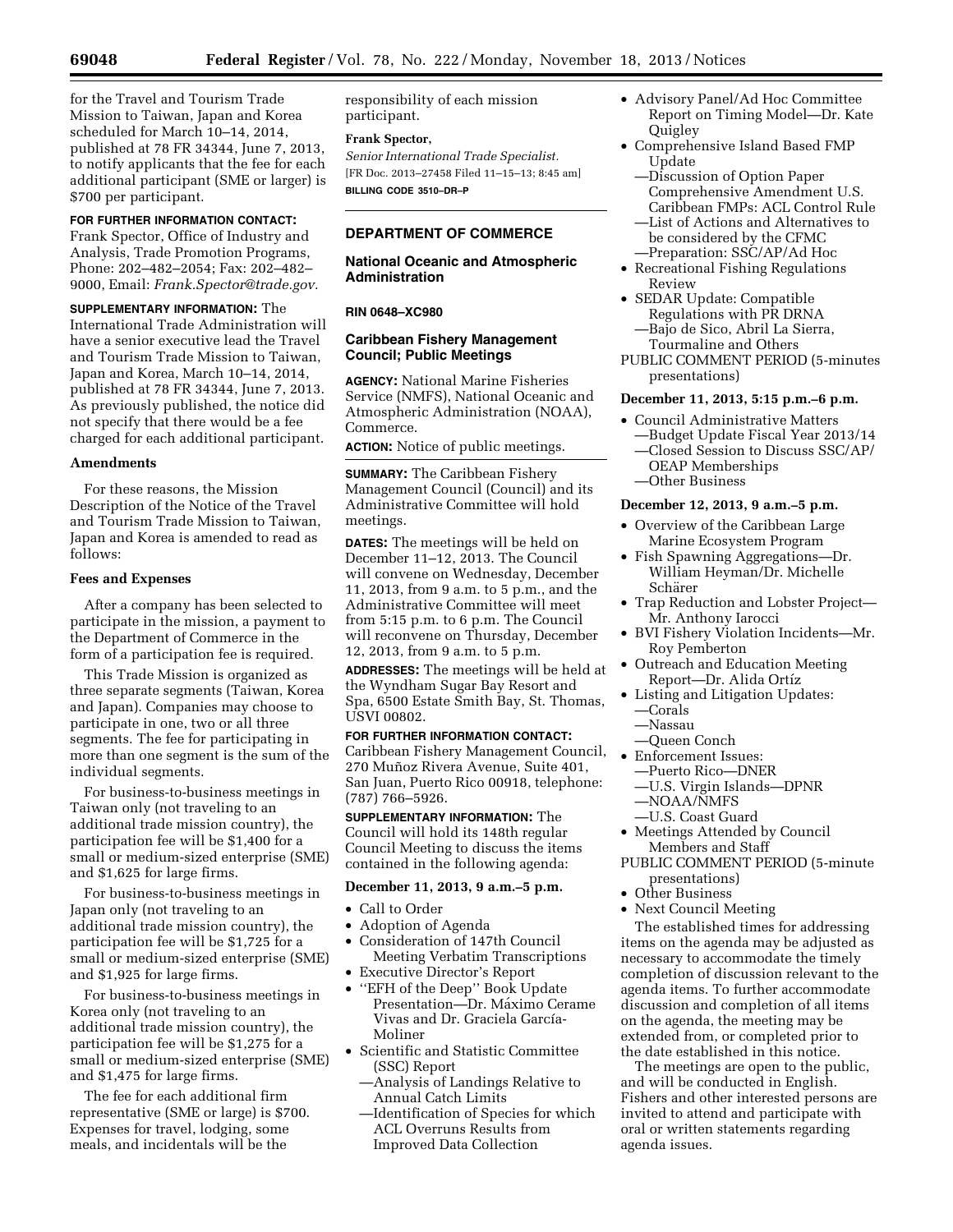for the Travel and Tourism Trade Mission to Taiwan, Japan and Korea scheduled for March 10–14, 2014, published at 78 FR 34344, June 7, 2013, to notify applicants that the fee for each additional participant (SME or larger) is $700 per participant.

**FOR FURTHER INFORMATION CONTACT:** Frank Spector, Office of Industry and Analysis, Trade Promotion Programs, Phone: 202–482–2054; Fax: 202–482–9000, Email: *Frank.Spector@trade.gov.*

**SUPPLEMENTARY INFORMATION:** The International Trade Administration will have a senior executive lead the Travel and Tourism Trade Mission to Taiwan, Japan and Korea, March 10–14, 2014, published at 78 FR 34344, June 7, 2013. As previously published, the notice did not specify that there would be a fee charged for each additional participant.

### Amendments

For these reasons, the Mission Description of the Notice of the Travel and Tourism Trade Mission to Taiwan, Japan and Korea is amended to read as follows:

### Fees and Expenses

After a company has been selected to participate in the mission, a payment to the Department of Commerce in the form of a participation fee is required.

This Trade Mission is organized as three separate segments (Taiwan, Korea and Japan). Companies may choose to participate in one, two or all three segments. The fee for participating in more than one segment is the sum of the individual segments.

For business-to-business meetings in Taiwan only (not traveling to an additional trade mission country), the participation fee will be $1,400 for a small or medium-sized enterprise (SME) and $1,625 for large firms.

For business-to-business meetings in Japan only (not traveling to an additional trade mission country), the participation fee will be $1,725 for a small or medium-sized enterprise (SME) and $1,925 for large firms.

For business-to-business meetings in Korea only (not traveling to an additional trade mission country), the participation fee will be $1,275 for a small or medium-sized enterprise (SME) and $1,475 for large firms.

The fee for each additional firm representative (SME or large) is $700. Expenses for travel, lodging, some meals, and incidentals will be the responsibility of each mission participant.

**Frank Spector,**

*Senior International Trade Specialist.*

[FR Doc. 2013–27458 Filed 11–15–13; 8:45 am]

**BILLING CODE 3510–DR–P**

## DEPARTMENT OF COMMERCE

### National Oceanic and Atmospheric Administration

**RIN 0648–XC980**

### Caribbean Fishery Management Council; Public Meetings

**AGENCY:** National Marine Fisheries Service (NMFS), National Oceanic and Atmospheric Administration (NOAA), Commerce.

**ACTION:** Notice of public meetings.

**SUMMARY:** The Caribbean Fishery Management Council (Council) and its Administrative Committee will hold meetings.

**DATES:** The meetings will be held on December 11–12, 2013. The Council will convene on Wednesday, December 11, 2013, from 9 a.m. to 5 p.m., and the Administrative Committee will meet from 5:15 p.m. to 6 p.m. The Council will reconvene on Thursday, December 12, 2013, from 9 a.m. to 5 p.m.

**ADDRESSES:** The meetings will be held at the Wyndham Sugar Bay Resort and Spa, 6500 Estate Smith Bay, St. Thomas, USVI 00802.

**FOR FURTHER INFORMATION CONTACT:** Caribbean Fishery Management Council, 270 Muñoz Rivera Avenue, Suite 401, San Juan, Puerto Rico 00918, telephone: (787) 766–5926.

**SUPPLEMENTARY INFORMATION:** The Council will hold its 148th regular Council Meeting to discuss the items contained in the following agenda:

#### December 11, 2013, 9 a.m.–5 p.m.

- Call to Order
- Adoption of Agenda
- Consideration of 147th Council Meeting Verbatim Transcriptions
- Executive Director's Report
- ''EFH of the Deep'' Book Update Presentation—Dr. Máximo Cerame Vivas and Dr. Graciela García-Moliner
- Scientific and Statistic Committee (SSC) Report
  - —Analysis of Landings Relative to Annual Catch Limits
  - —Identification of Species for which ACL Overruns Results from Improved Data Collection
- Advisory Panel/Ad Hoc Committee Report on Timing Model—Dr. Kate Quigley
- Comprehensive Island Based FMP Update
  - —Discussion of Option Paper Comprehensive Amendment U.S. Caribbean FMPs: ACL Control Rule
  - —List of Actions and Alternatives to be considered by the CFMC
  - —Preparation: SSC/AP/Ad Hoc
- Recreational Fishing Regulations Review
- SEDAR Update: Compatible Regulations with PR DRNA
  - —Bajo de Sico, Abril La Sierra, Tourmaline and Others

PUBLIC COMMENT PERIOD (5-minutes presentations)

#### December 11, 2013, 5:15 p.m.–6 p.m.

- Council Administrative Matters
  - —Budget Update Fiscal Year 2013/14
  - —Closed Session to Discuss SSC/AP/OEAP Memberships
  - —Other Business

#### December 12, 2013, 9 a.m.–5 p.m.

- Overview of the Caribbean Large Marine Ecosystem Program
- Fish Spawning Aggregations—Dr. William Heyman/Dr. Michelle Schärer
- Trap Reduction and Lobster Project—Mr. Anthony Iarocci
- BVI Fishery Violation Incidents—Mr. Roy Pemberton
- Outreach and Education Meeting Report—Dr. Alida Ortíz
- Listing and Litigation Updates:
  - —Corals
  - —Nassau
  - —Queen Conch
- Enforcement Issues:
  - —Puerto Rico—DNER
  - —U.S. Virgin Islands—DPNR
  - —NOAA/NMFS
  - —U.S. Coast Guard
- Meetings Attended by Council Members and Staff

PUBLIC COMMENT PERIOD (5-minute presentations)

- Other Business
- Next Council Meeting

The established times for addressing items on the agenda may be adjusted as necessary to accommodate the timely completion of discussion relevant to the agenda items. To further accommodate discussion and completion of all items on the agenda, the meeting may be extended from, or completed prior to the date established in this notice.

The meetings are open to the public, and will be conducted in English. Fishers and other interested persons are invited to attend and participate with oral or written statements regarding agenda issues.